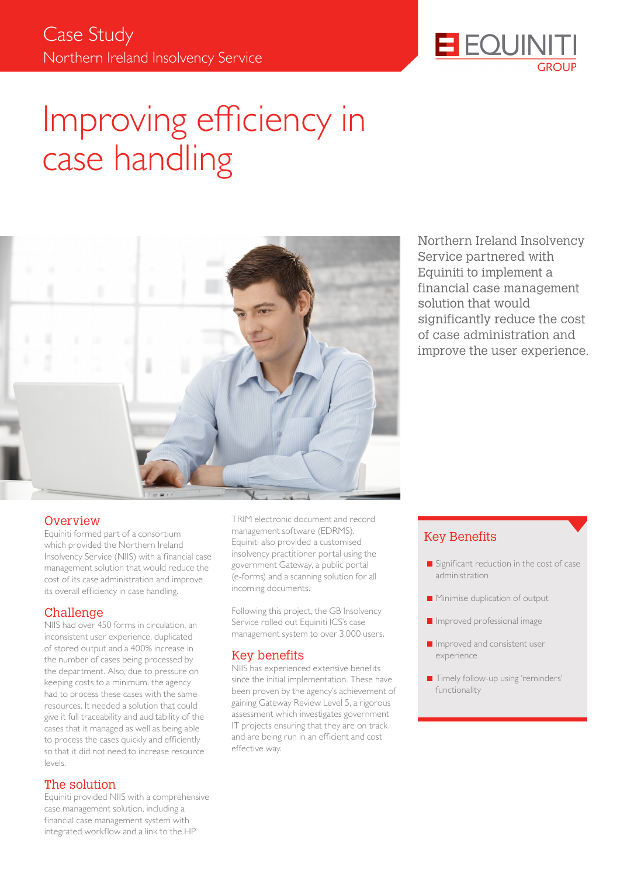Case Study
Northern Ireland Insolvency Service

EQUINITI GROUP

# Improving efficiency in case handling

Northern Ireland Insolvency Service partnered with Equiniti to implement a financial case management solution that would significantly reduce the cost of case administration and improve the user experience.

## Overview

Equiniti formed part of a consortium which provided the Northern Ireland Insolvency Service (NIIS) with a financial case management solution that would reduce the cost of its case administration and improve its overall efficiency in case handling.

## Challenge

NIIS had over 450 forms in circulation, an inconsistent user experience, duplicated of stored output and a 400% increase in the number of cases being processed by the department. Also, due to pressure on keeping costs to a minimum, the agency had to process these cases with the same resources. It needed a solution that could give it full traceability and auditability of the cases that it managed as well as being able to process the cases quickly and efficiently so that it did not need to increase resource levels.

## The solution

Equiniti provided NIIS with a comprehensive case management solution, including a financial case management system with integrated workflow and a link to the HP TRIM electronic document and record management software (EDRMS). Equiniti also provided a customised insolvency practitioner portal using the government Gateway, a public portal (e-forms) and a scanning solution for all incoming documents.

Following this project, the GB Insolvency Service rolled out Equiniti ICS's case management system to over 3,000 users.

## Key benefits

NIIS has experienced extensive benefits since the initial implementation. These have been proven by the agency's achievement of gaining Gateway Review Level 5, a rigorous assessment which investigates government IT projects ensuring that they are on track and are being run in an efficient and cost effective way.

## Key Benefits

- Significant reduction in the cost of case administration
- Minimise duplication of output
- Improved professional image
- Improved and consistent user experience
- Timely follow-up using 'reminders' functionality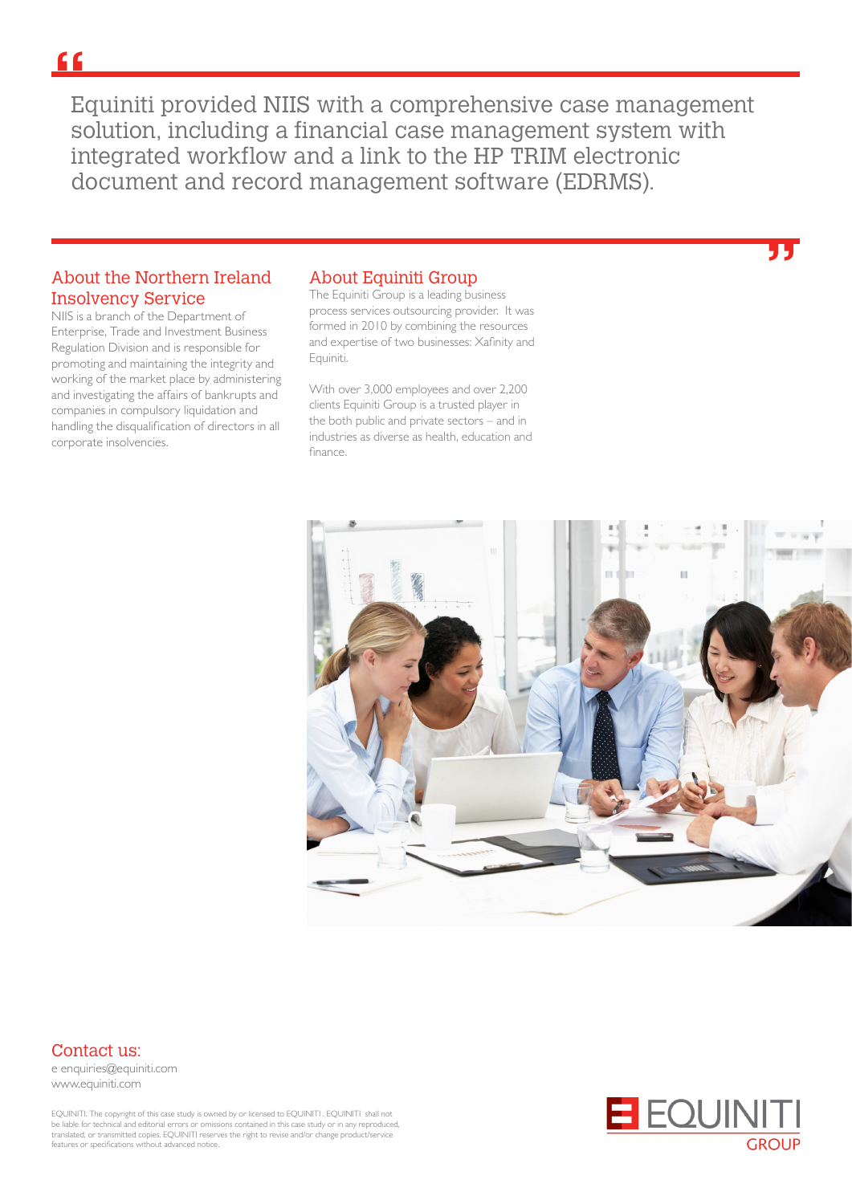> Equiniti provided NIIS with a comprehensive case management solution, including a financial case management system with integrated workflow and a link to the HP TRIM electronic document and record management software (EDRMS).

## About the Northern Ireland Insolvency Service

NIIS is a branch of the Department of Enterprise, Trade and Investment Business Regulation Division and is responsible for promoting and maintaining the integrity and working of the market place by administering and investigating the affairs of bankrupts and companies in compulsory liquidation and handling the disqualification of directors in all corporate insolvencies.

## About Equiniti Group

The Equiniti Group is a leading business process services outsourcing provider. It was formed in 2010 by combining the resources and expertise of two businesses: Xafinity and Equiniti.

With over 3,000 employees and over 2,200 clients Equiniti Group is a trusted player in the both public and private sectors – and in industries as diverse as health, education and finance.

## Contact us:

e enquiries@equiniti.com
www.equiniti.com

EQUINITI. The copyright of this case study is owned by or licensed to EQUINITI . EQUINITI shall not be liable for technical and editorial errors or omissions contained in this case study or in any reproduced, translated, or transmitted copies. EQUINITI reserves the right to revise and/or change product/service features or specifications without advanced notice.

EQUINITI GROUP